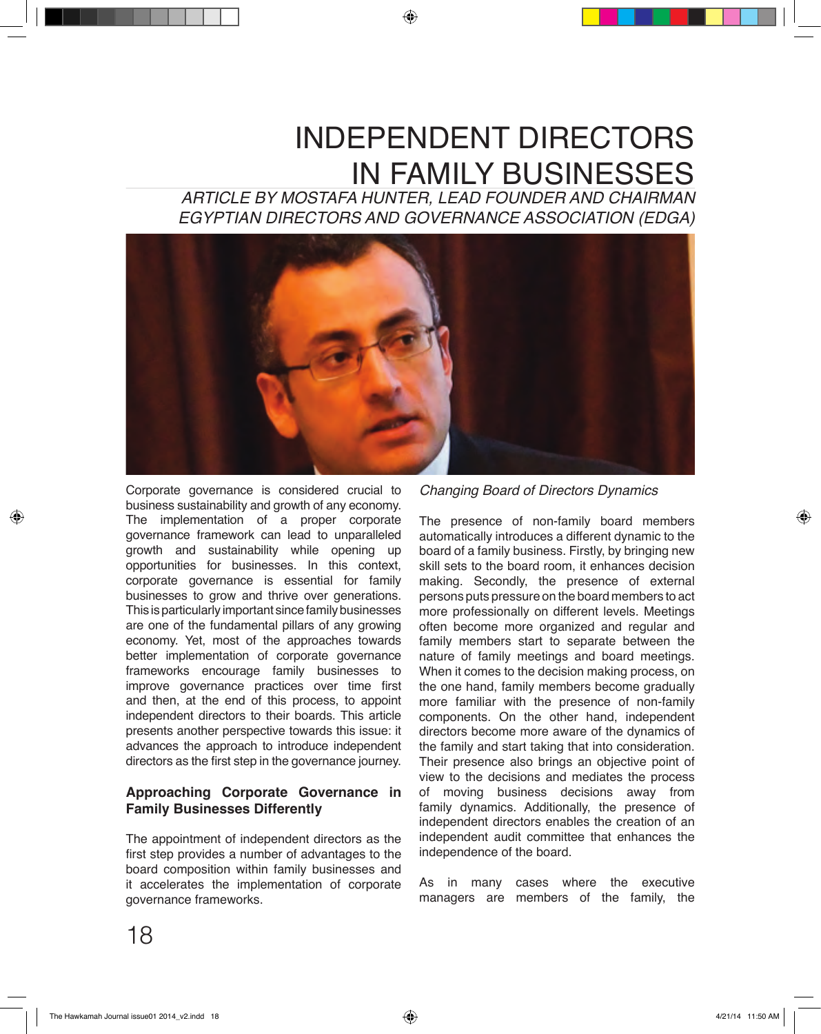# INDEPENDENT DIRECTORS IN FAMILY BUSINESSES

*ARTICLE BY MOSTAFA HUNTER, LEAD FOUNDER AND CHAIRMAN EGYPTIAN DIRECTORS AND GOVERNANCE ASSOCIATION (EDGA)*

Corporate governance is considered crucial to business sustainability and growth of any economy. The implementation of a proper corporate governance framework can lead to unparalleled growth and sustainability while opening up opportunities for businesses. In this context, corporate governance is essential for family businesses to grow and thrive over generations. This is particularly important since family businesses are one of the fundamental pillars of any growing economy. Yet, most of the approaches towards better implementation of corporate governance frameworks encourage family businesses to improve governance practices over time first and then, at the end of this process, to appoint independent directors to their boards. This article presents another perspective towards this issue: it advances the approach to introduce independent directors as the first step in the governance journey.

**Approaching Corporate Governance in Family Businesses Differently**

The appointment of independent directors as the first step provides a number of advantages to the board composition within family businesses and it accelerates the implementation of corporate governance frameworks.

*Changing Board of Directors Dynamics*

The presence of non-family board members automatically introduces a different dynamic to the board of a family business. Firstly, by bringing new skill sets to the board room, it enhances decision making. Secondly, the presence of external persons puts pressure on the board members to act more professionally on different levels. Meetings often become more organized and regular and family members start to separate between the nature of family meetings and board meetings. When it comes to the decision making process, on the one hand, family members become gradually more familiar with the presence of non-family components. On the other hand, independent directors become more aware of the dynamics of the family and start taking that into consideration. Their presence also brings an objective point of view to the decisions and mediates the process of moving business decisions away from family dynamics. Additionally, the presence of independent directors enables the creation of an independent audit committee that enhances the independence of the board.

As in many cases where the executive managers are members of the family, the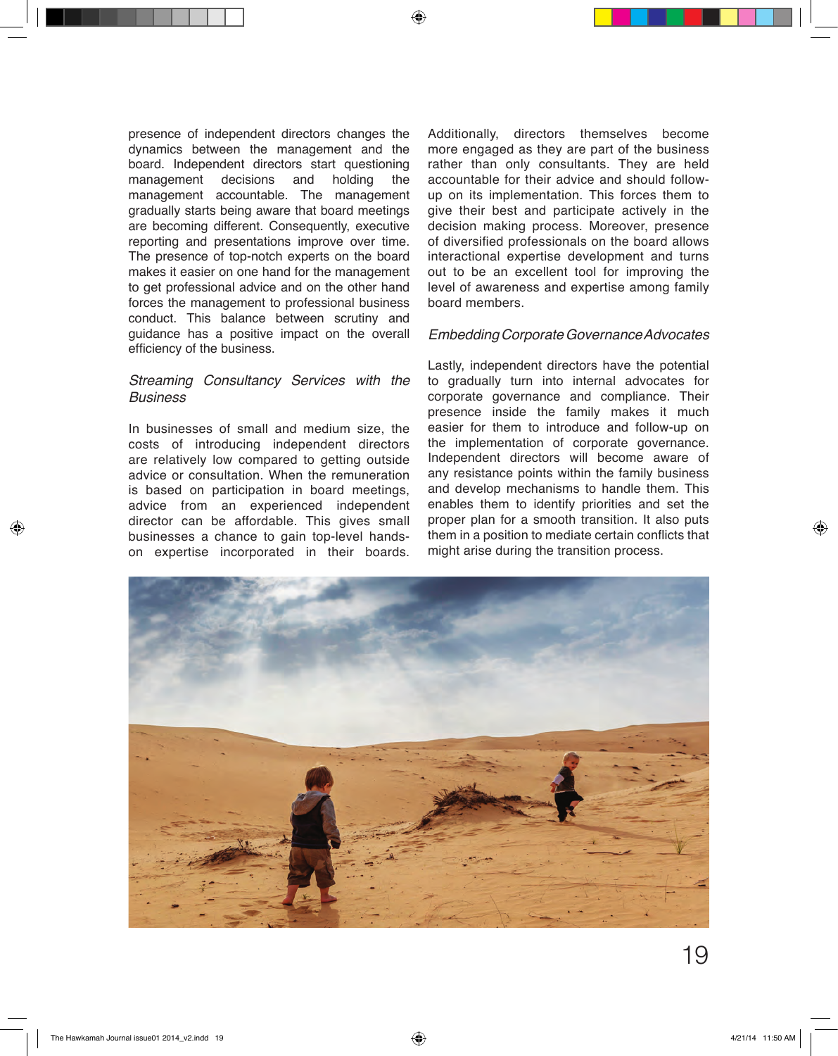presence of independent directors changes the dynamics between the management and the board. Independent directors start questioning management decisions and holding the management accountable. The management gradually starts being aware that board meetings are becoming different. Consequently, executive reporting and presentations improve over time. The presence of top-notch experts on the board makes it easier on one hand for the management to get professional advice and on the other hand forces the management to professional business conduct. This balance between scrutiny and guidance has a positive impact on the overall efficiency of the business.

*Streaming Consultancy Services with the Business*

In businesses of small and medium size, the costs of introducing independent directors are relatively low compared to getting outside advice or consultation. When the remuneration is based on participation in board meetings, advice from an experienced independent director can be affordable. This gives small businesses a chance to gain top-level hands-on expertise incorporated in their boards. Additionally, directors themselves become more engaged as they are part of the business rather than only consultants. They are held accountable for their advice and should follow-up on its implementation. This forces them to give their best and participate actively in the decision making process. Moreover, presence of diversified professionals on the board allows interactional expertise development and turns out to be an excellent tool for improving the level of awareness and expertise among family board members.

*Embedding Corporate Governance Advocates*

Lastly, independent directors have the potential to gradually turn into internal advocates for corporate governance and compliance. Their presence inside the family makes it much easier for them to introduce and follow-up on the implementation of corporate governance. Independent directors will become aware of any resistance points within the family business and develop mechanisms to handle them. This enables them to identify priorities and set the proper plan for a smooth transition. It also puts them in a position to mediate certain conflicts that might arise during the transition process.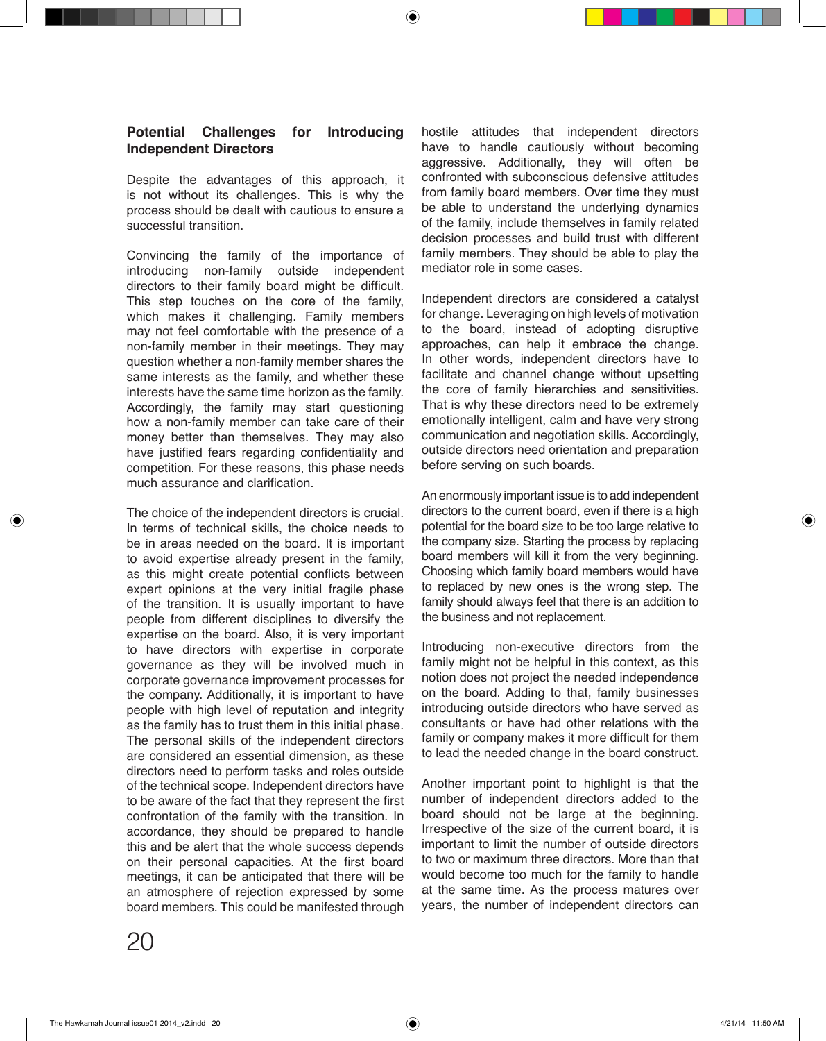## Potential Challenges for Introducing Independent Directors

Despite the advantages of this approach, it is not without its challenges. This is why the process should be dealt with cautious to ensure a successful transition.

Convincing the family of the importance of introducing non-family outside independent directors to their family board might be difficult. This step touches on the core of the family, which makes it challenging. Family members may not feel comfortable with the presence of a non-family member in their meetings. They may question whether a non-family member shares the same interests as the family, and whether these interests have the same time horizon as the family. Accordingly, the family may start questioning how a non-family member can take care of their money better than themselves. They may also have justified fears regarding confidentiality and competition. For these reasons, this phase needs much assurance and clarification.

The choice of the independent directors is crucial. In terms of technical skills, the choice needs to be in areas needed on the board. It is important to avoid expertise already present in the family, as this might create potential conflicts between expert opinions at the very initial fragile phase of the transition. It is usually important to have people from different disciplines to diversify the expertise on the board. Also, it is very important to have directors with expertise in corporate governance as they will be involved much in corporate governance improvement processes for the company. Additionally, it is important to have people with high level of reputation and integrity as the family has to trust them in this initial phase. The personal skills of the independent directors are considered an essential dimension, as these directors need to perform tasks and roles outside of the technical scope. Independent directors have to be aware of the fact that they represent the first confrontation of the family with the transition. In accordance, they should be prepared to handle this and be alert that the whole success depends on their personal capacities. At the first board meetings, it can be anticipated that there will be an atmosphere of rejection expressed by some board members. This could be manifested through hostile attitudes that independent directors have to handle cautiously without becoming aggressive. Additionally, they will often be confronted with subconscious defensive attitudes from family board members. Over time they must be able to understand the underlying dynamics of the family, include themselves in family related decision processes and build trust with different family members. They should be able to play the mediator role in some cases.

Independent directors are considered a catalyst for change. Leveraging on high levels of motivation to the board, instead of adopting disruptive approaches, can help it embrace the change. In other words, independent directors have to facilitate and channel change without upsetting the core of family hierarchies and sensitivities. That is why these directors need to be extremely emotionally intelligent, calm and have very strong communication and negotiation skills. Accordingly, outside directors need orientation and preparation before serving on such boards.

An enormously important issue is to add independent directors to the current board, even if there is a high potential for the board size to be too large relative to the company size. Starting the process by replacing board members will kill it from the very beginning. Choosing which family board members would have to replaced by new ones is the wrong step. The family should always feel that there is an addition to the business and not replacement.

Introducing non-executive directors from the family might not be helpful in this context, as this notion does not project the needed independence on the board. Adding to that, family businesses introducing outside directors who have served as consultants or have had other relations with the family or company makes it more difficult for them to lead the needed change in the board construct.

Another important point to highlight is that the number of independent directors added to the board should not be large at the beginning. Irrespective of the size of the current board, it is important to limit the number of outside directors to two or maximum three directors. More than that would become too much for the family to handle at the same time. As the process matures over years, the number of independent directors can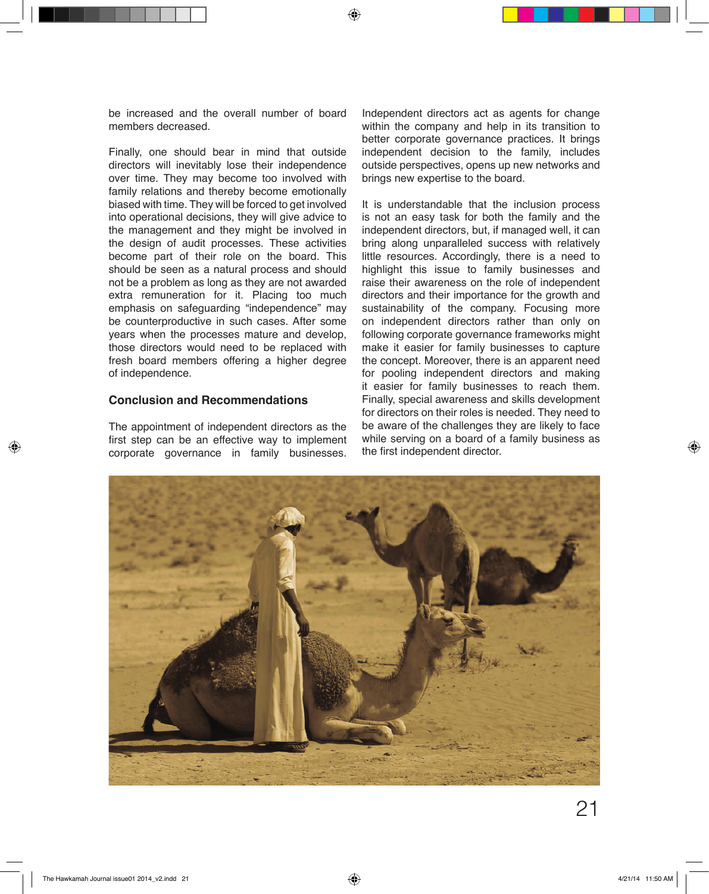be increased and the overall number of board members decreased.

Finally, one should bear in mind that outside directors will inevitably lose their independence over time. They may become too involved with family relations and thereby become emotionally biased with time. They will be forced to get involved into operational decisions, they will give advice to the management and they might be involved in the design of audit processes. These activities become part of their role on the board. This should be seen as a natural process and should not be a problem as long as they are not awarded extra remuneration for it. Placing too much emphasis on safeguarding "independence" may be counterproductive in such cases. After some years when the processes mature and develop, those directors would need to be replaced with fresh board members offering a higher degree of independence.

## Conclusion and Recommendations

The appointment of independent directors as the first step can be an effective way to implement corporate governance in family businesses. Independent directors act as agents for change within the company and help in its transition to better corporate governance practices. It brings independent decision to the family, includes outside perspectives, opens up new networks and brings new expertise to the board.

It is understandable that the inclusion process is not an easy task for both the family and the independent directors, but, if managed well, it can bring along unparalleled success with relatively little resources. Accordingly, there is a need to highlight this issue to family businesses and raise their awareness on the role of independent directors and their importance for the growth and sustainability of the company. Focusing more on independent directors rather than only on following corporate governance frameworks might make it easier for family businesses to capture the concept. Moreover, there is an apparent need for pooling independent directors and making it easier for family businesses to reach them. Finally, special awareness and skills development for directors on their roles is needed. They need to be aware of the challenges they are likely to face while serving on a board of a family business as the first independent director.